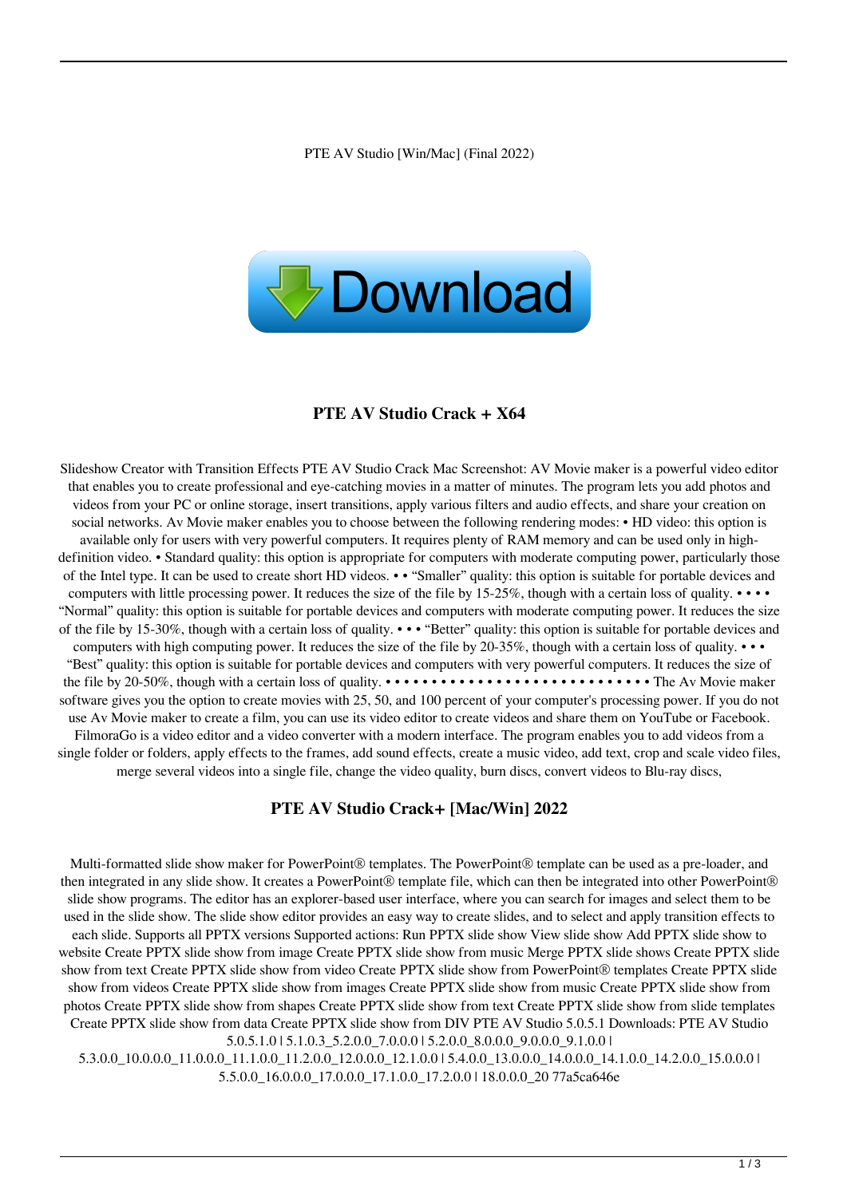PTE AV Studio [Win/Mac] (Final 2022)

Download

## PTE AV Studio Crack + X64

Slideshow Creator with Transition Effects PTE AV Studio Crack Mac Screenshot: AV Movie maker is a powerful video editor that enables you to create professional and eye-catching movies in a matter of minutes. The program lets you add photos and videos from your PC or online storage, insert transitions, apply various filters and audio effects, and share your creation on social networks. Av Movie maker enables you to choose between the following rendering modes: • HD video: this option is available only for users with very powerful computers. It requires plenty of RAM memory and can be used only in high-definition video. • Standard quality: this option is appropriate for computers with moderate computing power, particularly those of the Intel type. It can be used to create short HD videos. • • "Smaller" quality: this option is suitable for portable devices and computers with little processing power. It reduces the size of the file by 15-25%, though with a certain loss of quality. • • • • "Normal" quality: this option is suitable for portable devices and computers with moderate computing power. It reduces the size of the file by 15-30%, though with a certain loss of quality. • • • "Better" quality: this option is suitable for portable devices and computers with high computing power. It reduces the size of the file by 20-35%, though with a certain loss of quality. • • • "Best" quality: this option is suitable for portable devices and computers with very powerful computers. It reduces the size of the file by 20-50%, though with a certain loss of quality. • • • • • • • • • • • • • • • • • • • • • • • • • • • • • The Av Movie maker software gives you the option to create movies with 25, 50, and 100 percent of your computer's processing power. If you do not use Av Movie maker to create a film, you can use its video editor to create videos and share them on YouTube or Facebook. FilmoraGo is a video editor and a video converter with a modern interface. The program enables you to add videos from a single folder or folders, apply effects to the frames, add sound effects, create a music video, add text, crop and scale video files, merge several videos into a single file, change the video quality, burn discs, convert videos to Blu-ray discs,

## PTE AV Studio Crack+ [Mac/Win] 2022

Multi-formatted slide show maker for PowerPoint® templates. The PowerPoint® template can be used as a pre-loader, and then integrated in any slide show. It creates a PowerPoint® template file, which can then be integrated into other PowerPoint® slide show programs. The editor has an explorer-based user interface, where you can search for images and select them to be used in the slide show. The slide show editor provides an easy way to create slides, and to select and apply transition effects to each slide. Supports all PPTX versions Supported actions: Run PPTX slide show View slide show Add PPTX slide show to website Create PPTX slide show from image Create PPTX slide show from music Merge PPTX slide shows Create PPTX slide show from text Create PPTX slide show from video Create PPTX slide show from PowerPoint® templates Create PPTX slide show from videos Create PPTX slide show from images Create PPTX slide show from music Create PPTX slide show from photos Create PPTX slide show from shapes Create PPTX slide show from text Create PPTX slide show from slide templates Create PPTX slide show from data Create PPTX slide show from DIV PTE AV Studio 5.0.5.1 Downloads: PTE AV Studio 5.0.5.1.0 | 5.1.0.3_5.2.0.0_7.0.0.0 | 5.2.0.0_8.0.0.0_9.0.0.0_9.1.0.0 | 5.3.0.0_10.0.0.0_11.0.0.0_11.1.0.0_11.2.0.0_12.0.0.0_12.1.0.0 | 5.4.0.0_13.0.0.0_14.0.0.0_14.1.0.0_14.2.0.0_15.0.0.0 | 5.5.0.0_16.0.0.0_17.0.0.0_17.1.0.0_17.2.0.0 | 18.0.0.0_20 77a5ca646e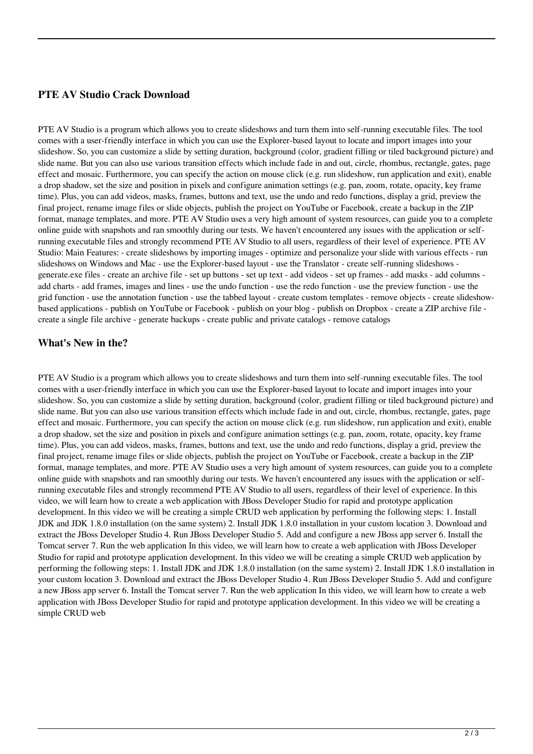### PTE AV Studio Crack Download

PTE AV Studio is a program which allows you to create slideshows and turn them into self-running executable files. The tool comes with a user-friendly interface in which you can use the Explorer-based layout to locate and import images into your slideshow. So, you can customize a slide by setting duration, background (color, gradient filling or tiled background picture) and slide name. But you can also use various transition effects which include fade in and out, circle, rhombus, rectangle, gates, page effect and mosaic. Furthermore, you can specify the action on mouse click (e.g. run slideshow, run application and exit), enable a drop shadow, set the size and position in pixels and configure animation settings (e.g. pan, zoom, rotate, opacity, key frame time). Plus, you can add videos, masks, frames, buttons and text, use the undo and redo functions, display a grid, preview the final project, rename image files or slide objects, publish the project on YouTube or Facebook, create a backup in the ZIP format, manage templates, and more. PTE AV Studio uses a very high amount of system resources, can guide you to a complete online guide with snapshots and ran smoothly during our tests. We haven't encountered any issues with the application or self-running executable files and strongly recommend PTE AV Studio to all users, regardless of their level of experience. PTE AV Studio: Main Features: - create slideshows by importing images - optimize and personalize your slide with various effects - run slideshows on Windows and Mac - use the Explorer-based layout - use the Translator - create self-running slideshows - generate.exe files - create an archive file - set up buttons - set up text - add videos - set up frames - add masks - add columns - add charts - add frames, images and lines - use the undo function - use the redo function - use the preview function - use the grid function - use the annotation function - use the tabbed layout - create custom templates - remove objects - create slideshow-based applications - publish on YouTube or Facebook - publish on your blog - publish on Dropbox - create a ZIP archive file - create a single file archive - generate backups - create public and private catalogs - remove catalogs

### What's New in the?

PTE AV Studio is a program which allows you to create slideshows and turn them into self-running executable files. The tool comes with a user-friendly interface in which you can use the Explorer-based layout to locate and import images into your slideshow. So, you can customize a slide by setting duration, background (color, gradient filling or tiled background picture) and slide name. But you can also use various transition effects which include fade in and out, circle, rhombus, rectangle, gates, page effect and mosaic. Furthermore, you can specify the action on mouse click (e.g. run slideshow, run application and exit), enable a drop shadow, set the size and position in pixels and configure animation settings (e.g. pan, zoom, rotate, opacity, key frame time). Plus, you can add videos, masks, frames, buttons and text, use the undo and redo functions, display a grid, preview the final project, rename image files or slide objects, publish the project on YouTube or Facebook, create a backup in the ZIP format, manage templates, and more. PTE AV Studio uses a very high amount of system resources, can guide you to a complete online guide with snapshots and ran smoothly during our tests. We haven't encountered any issues with the application or self-running executable files and strongly recommend PTE AV Studio to all users, regardless of their level of experience. In this video, we will learn how to create a web application with JBoss Developer Studio for rapid and prototype application development. In this video we will be creating a simple CRUD web application by performing the following steps: 1. Install JDK and JDK 1.8.0 installation (on the same system) 2. Install JDK 1.8.0 installation in your custom location 3. Download and extract the JBoss Developer Studio 4. Run JBoss Developer Studio 5. Add and configure a new JBoss app server 6. Install the Tomcat server 7. Run the web application In this video, we will learn how to create a web application with JBoss Developer Studio for rapid and prototype application development. In this video we will be creating a simple CRUD web application by performing the following steps: 1. Install JDK and JDK 1.8.0 installation (on the same system) 2. Install JDK 1.8.0 installation in your custom location 3. Download and extract the JBoss Developer Studio 4. Run JBoss Developer Studio 5. Add and configure a new JBoss app server 6. Install the Tomcat server 7. Run the web application In this video, we will learn how to create a web application with JBoss Developer Studio for rapid and prototype application development. In this video we will be creating a simple CRUD web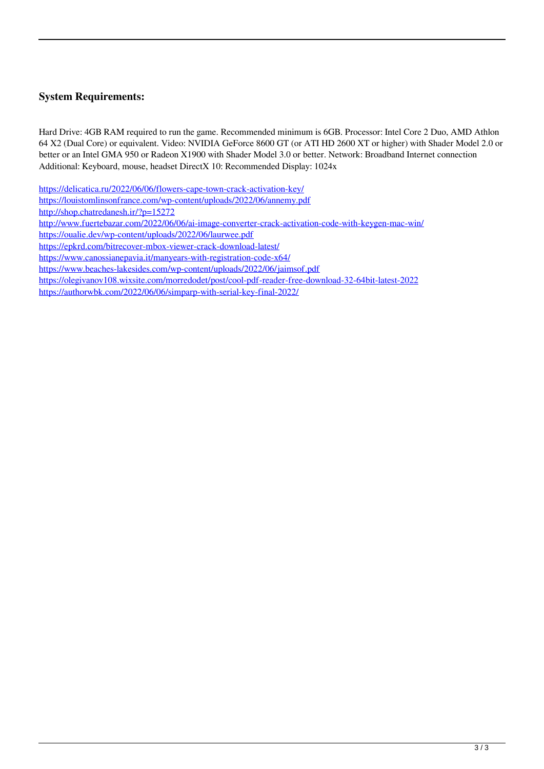### System Requirements:

Hard Drive: 4GB RAM required to run the game. Recommended minimum is 6GB. Processor: Intel Core 2 Duo, AMD Athlon 64 X2 (Dual Core) or equivalent. Video: NVIDIA GeForce 8600 GT (or ATI HD 2600 XT or higher) with Shader Model 2.0 or better or an Intel GMA 950 or Radeon X1900 with Shader Model 3.0 or better. Network: Broadband Internet connection Additional: Keyboard, mouse, headset DirectX 10: Recommended Display: 1024x

https://delicatica.ru/2022/06/06/flowers-cape-town-crack-activation-key/
https://louistomlinsonfrance.com/wp-content/uploads/2022/06/annemy.pdf
http://shop.chatredanesh.ir/?p=15272
http://www.fuertebazar.com/2022/06/06/ai-image-converter-crack-activation-code-with-keygen-mac-win/
https://oualie.dev/wp-content/uploads/2022/06/laurwee.pdf
https://epkrd.com/bitrecover-mbox-viewer-crack-download-latest/
https://www.canossianepavia.it/manyears-with-registration-code-x64/
https://www.beaches-lakesides.com/wp-content/uploads/2022/06/jaimsof.pdf
https://olegivanov108.wixsite.com/morredodet/post/cool-pdf-reader-free-download-32-64bit-latest-2022
https://authorwbk.com/2022/06/06/simparp-with-serial-key-final-2022/